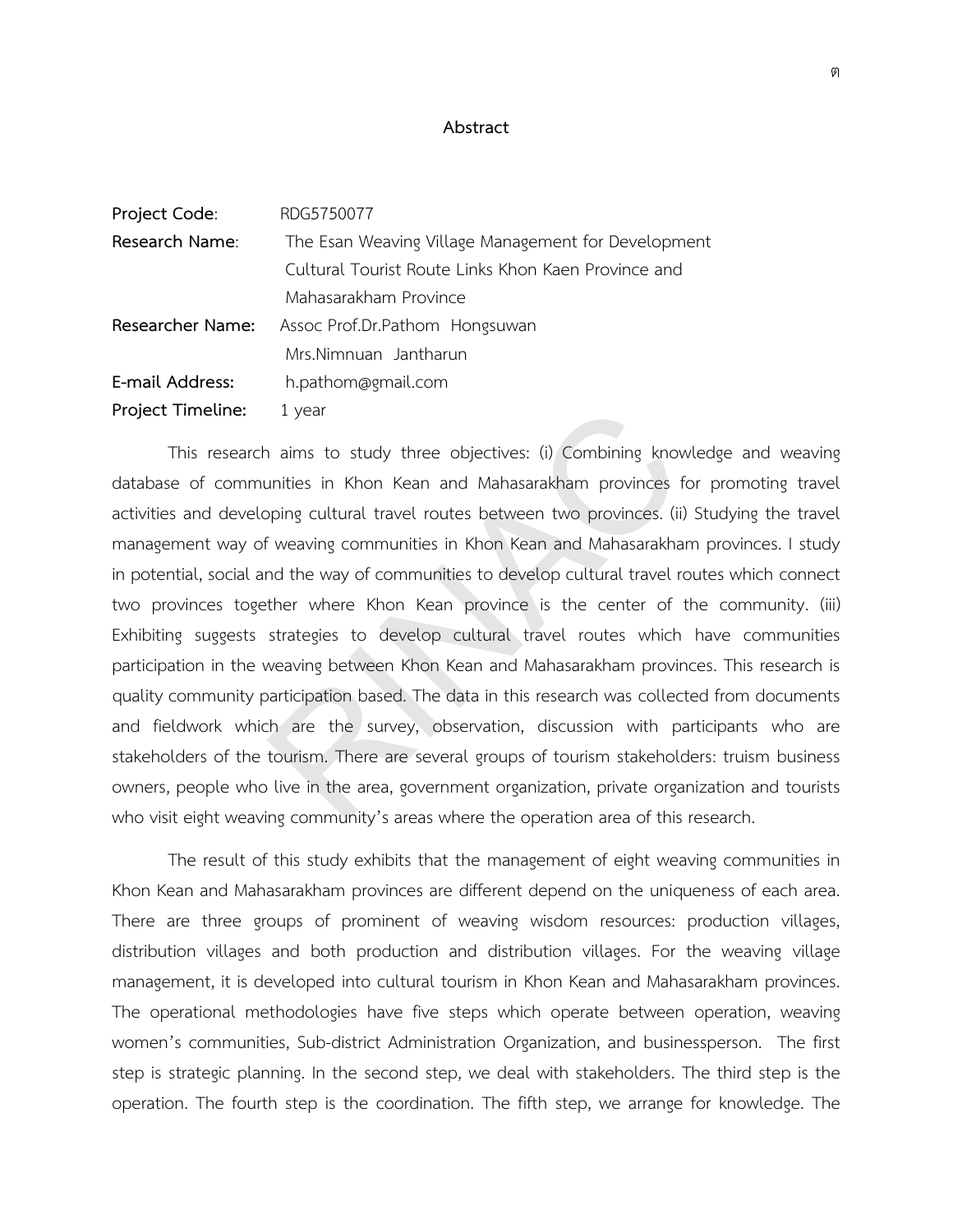# Abstract

**Project Code**: RDG5750077

**Research Name**: The Esan Weaving Village Management for Development Cultural Tourist Route Links Khon Kaen Province and Mahasarakham Province

**Researcher Name:** Assoc Prof.Dr.Pathom Hongsuwan
Mrs.Nimnuan Jantharun

**E-mail Address:** h.pathom@gmail.com

**Project Timeline:** 1 year

This research aims to study three objectives: (i) Combining knowledge and weaving database of communities in Khon Kean and Mahasarakham provinces for promoting travel activities and developing cultural travel routes between two provinces. (ii) Studying the travel management way of weaving communities in Khon Kean and Mahasarakham provinces. I study in potential, social and the way of communities to develop cultural travel routes which connect two provinces together where Khon Kean province is the center of the community. (iii) Exhibiting suggests strategies to develop cultural travel routes which have communities participation in the weaving between Khon Kean and Mahasarakham provinces. This research is quality community participation based. The data in this research was collected from documents and fieldwork which are the survey, observation, discussion with participants who are stakeholders of the tourism. There are several groups of tourism stakeholders: truism business owners, people who live in the area, government organization, private organization and tourists who visit eight weaving community's areas where the operation area of this research.

The result of this study exhibits that the management of eight weaving communities in Khon Kean and Mahasarakham provinces are different depend on the uniqueness of each area. There are three groups of prominent of weaving wisdom resources: production villages, distribution villages and both production and distribution villages. For the weaving village management, it is developed into cultural tourism in Khon Kean and Mahasarakham provinces. The operational methodologies have five steps which operate between operation, weaving women's communities, Sub-district Administration Organization, and businessperson. The first step is strategic planning. In the second step, we deal with stakeholders. The third step is the operation. The fourth step is the coordination. The fifth step, we arrange for knowledge. The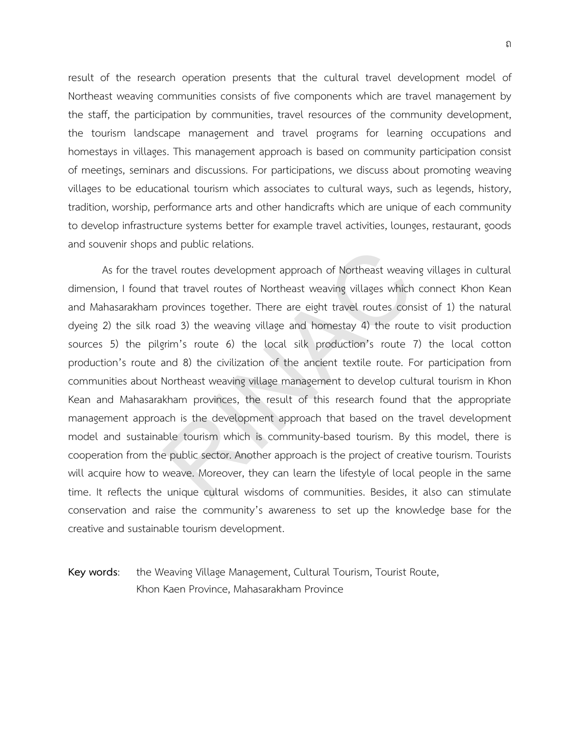result of the research operation presents that the cultural travel development model of Northeast weaving communities consists of five components which are travel management by the staff, the participation by communities, travel resources of the community development, the tourism landscape management and travel programs for learning occupations and homestays in villages. This management approach is based on community participation consist of meetings, seminars and discussions. For participations, we discuss about promoting weaving villages to be educational tourism which associates to cultural ways, such as legends, history, tradition, worship, performance arts and other handicrafts which are unique of each community to develop infrastructure systems better for example travel activities, lounges, restaurant, goods and souvenir shops and public relations.

As for the travel routes development approach of Northeast weaving villages in cultural dimension, I found that travel routes of Northeast weaving villages which connect Khon Kean and Mahasarakham provinces together. There are eight travel routes consist of 1) the natural dyeing 2) the silk road 3) the weaving village and homestay 4) the route to visit production sources 5) the pilgrim's route 6) the local silk production's route 7) the local cotton production's route and 8) the civilization of the ancient textile route. For participation from communities about Northeast weaving village management to develop cultural tourism in Khon Kean and Mahasarakham provinces, the result of this research found that the appropriate management approach is the development approach that based on the travel development model and sustainable tourism which is community-based tourism. By this model, there is cooperation from the public sector. Another approach is the project of creative tourism. Tourists will acquire how to weave. Moreover, they can learn the lifestyle of local people in the same time. It reflects the unique cultural wisdoms of communities. Besides, it also can stimulate conservation and raise the community's awareness to set up the knowledge base for the creative and sustainable tourism development.

**Key words**: the Weaving Village Management, Cultural Tourism, Tourist Route, Khon Kaen Province, Mahasarakham Province